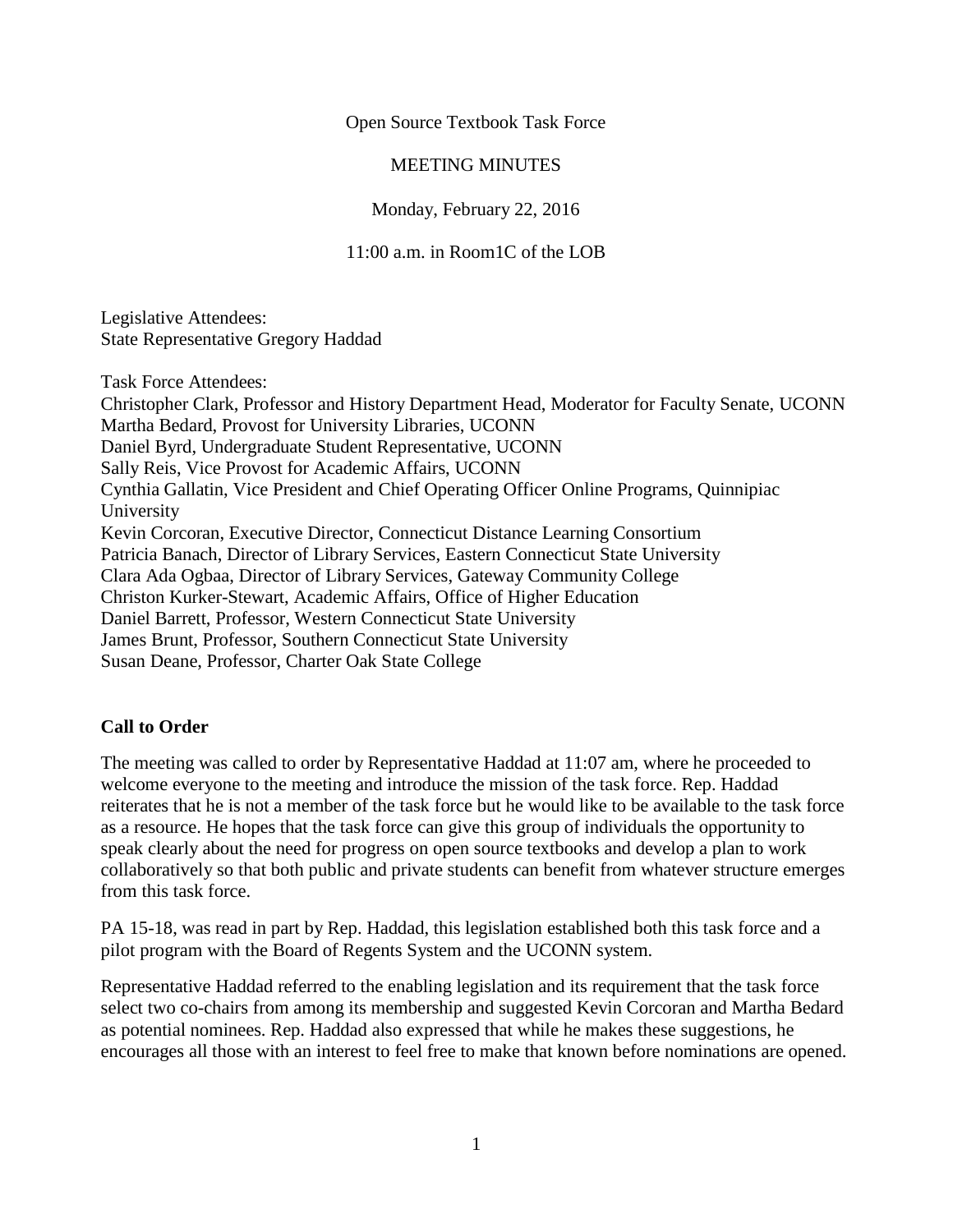Open Source Textbook Task Force

MEETING MINUTES

Monday, February 22, 2016

11:00 a.m. in Room1C of the LOB

Legislative Attendees:
State Representative Gregory Haddad

Task Force Attendees:
Christopher Clark, Professor and History Department Head, Moderator for Faculty Senate, UCONN
Martha Bedard, Provost for University Libraries, UCONN
Daniel Byrd, Undergraduate Student Representative, UCONN
Sally Reis, Vice Provost for Academic Affairs, UCONN
Cynthia Gallatin, Vice President and Chief Operating Officer Online Programs, Quinnipiac University
Kevin Corcoran, Executive Director, Connecticut Distance Learning Consortium
Patricia Banach, Director of Library Services, Eastern Connecticut State University
Clara Ada Ogbaa, Director of Library Services, Gateway Community College
Christon Kurker-Stewart, Academic Affairs, Office of Higher Education
Daniel Barrett, Professor, Western Connecticut State University
James Brunt, Professor, Southern Connecticut State University
Susan Deane, Professor, Charter Oak State College

**Call to Order**

The meeting was called to order by Representative Haddad at 11:07 am, where he proceeded to welcome everyone to the meeting and introduce the mission of the task force. Rep. Haddad reiterates that he is not a member of the task force but he would like to be available to the task force as a resource. He hopes that the task force can give this group of individuals the opportunity to speak clearly about the need for progress on open source textbooks and develop a plan to work collaboratively so that both public and private students can benefit from whatever structure emerges from this task force.

PA 15-18, was read in part by Rep. Haddad, this legislation established both this task force and a pilot program with the Board of Regents System and the UCONN system.

Representative Haddad referred to the enabling legislation and its requirement that the task force select two co-chairs from among its membership and suggested Kevin Corcoran and Martha Bedard as potential nominees. Rep. Haddad also expressed that while he makes these suggestions, he encourages all those with an interest to feel free to make that known before nominations are opened.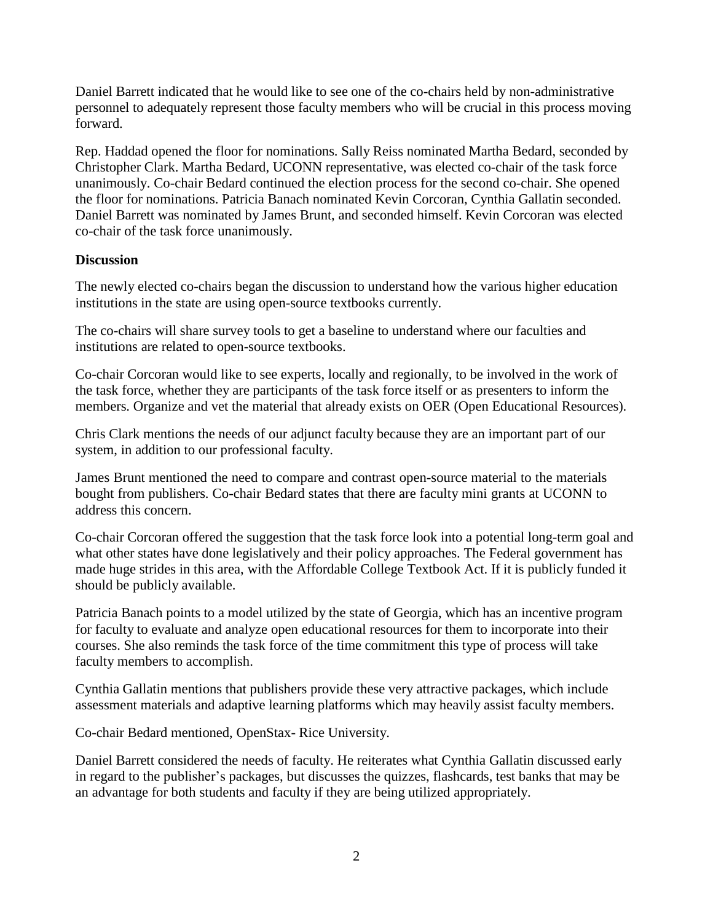Daniel Barrett indicated that he would like to see one of the co-chairs held by non-administrative personnel to adequately represent those faculty members who will be crucial in this process moving forward.

Rep. Haddad opened the floor for nominations. Sally Reiss nominated Martha Bedard, seconded by Christopher Clark. Martha Bedard, UCONN representative, was elected co-chair of the task force unanimously. Co-chair Bedard continued the election process for the second co-chair. She opened the floor for nominations. Patricia Banach nominated Kevin Corcoran, Cynthia Gallatin seconded. Daniel Barrett was nominated by James Brunt, and seconded himself. Kevin Corcoran was elected co-chair of the task force unanimously.

**Discussion**

The newly elected co-chairs began the discussion to understand how the various higher education institutions in the state are using open-source textbooks currently.

The co-chairs will share survey tools to get a baseline to understand where our faculties and institutions are related to open-source textbooks.

Co-chair Corcoran would like to see experts, locally and regionally, to be involved in the work of the task force, whether they are participants of the task force itself or as presenters to inform the members. Organize and vet the material that already exists on OER (Open Educational Resources).

Chris Clark mentions the needs of our adjunct faculty because they are an important part of our system, in addition to our professional faculty.

James Brunt mentioned the need to compare and contrast open-source material to the materials bought from publishers. Co-chair Bedard states that there are faculty mini grants at UCONN to address this concern.

Co-chair Corcoran offered the suggestion that the task force look into a potential long-term goal and what other states have done legislatively and their policy approaches. The Federal government has made huge strides in this area, with the Affordable College Textbook Act. If it is publicly funded it should be publicly available.

Patricia Banach points to a model utilized by the state of Georgia, which has an incentive program for faculty to evaluate and analyze open educational resources for them to incorporate into their courses. She also reminds the task force of the time commitment this type of process will take faculty members to accomplish.

Cynthia Gallatin mentions that publishers provide these very attractive packages, which include assessment materials and adaptive learning platforms which may heavily assist faculty members.

Co-chair Bedard mentioned, OpenStax- Rice University.

Daniel Barrett considered the needs of faculty. He reiterates what Cynthia Gallatin discussed early in regard to the publisher's packages, but discusses the quizzes, flashcards, test banks that may be an advantage for both students and faculty if they are being utilized appropriately.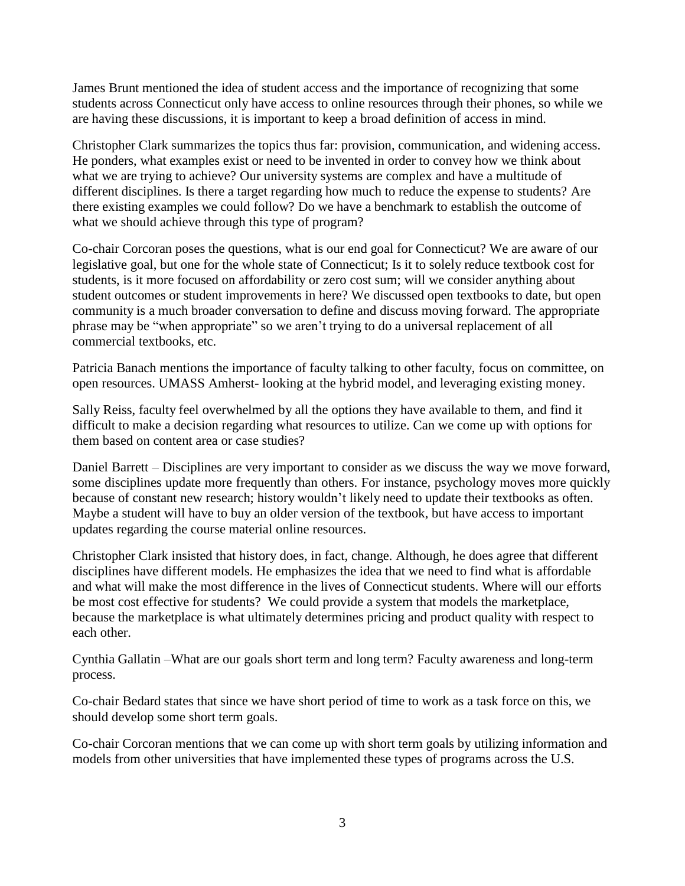James Brunt mentioned the idea of student access and the importance of recognizing that some students across Connecticut only have access to online resources through their phones, so while we are having these discussions, it is important to keep a broad definition of access in mind.

Christopher Clark summarizes the topics thus far: provision, communication, and widening access. He ponders, what examples exist or need to be invented in order to convey how we think about what we are trying to achieve? Our university systems are complex and have a multitude of different disciplines. Is there a target regarding how much to reduce the expense to students? Are there existing examples we could follow? Do we have a benchmark to establish the outcome of what we should achieve through this type of program?

Co-chair Corcoran poses the questions, what is our end goal for Connecticut? We are aware of our legislative goal, but one for the whole state of Connecticut; Is it to solely reduce textbook cost for students, is it more focused on affordability or zero cost sum; will we consider anything about student outcomes or student improvements in here? We discussed open textbooks to date, but open community is a much broader conversation to define and discuss moving forward. The appropriate phrase may be "when appropriate" so we aren't trying to do a universal replacement of all commercial textbooks, etc.

Patricia Banach mentions the importance of faculty talking to other faculty, focus on committee, on open resources. UMASS Amherst- looking at the hybrid model, and leveraging existing money.

Sally Reiss, faculty feel overwhelmed by all the options they have available to them, and find it difficult to make a decision regarding what resources to utilize. Can we come up with options for them based on content area or case studies?

Daniel Barrett – Disciplines are very important to consider as we discuss the way we move forward, some disciplines update more frequently than others. For instance, psychology moves more quickly because of constant new research; history wouldn't likely need to update their textbooks as often. Maybe a student will have to buy an older version of the textbook, but have access to important updates regarding the course material online resources.

Christopher Clark insisted that history does, in fact, change. Although, he does agree that different disciplines have different models. He emphasizes the idea that we need to find what is affordable and what will make the most difference in the lives of Connecticut students. Where will our efforts be most cost effective for students? We could provide a system that models the marketplace, because the marketplace is what ultimately determines pricing and product quality with respect to each other.

Cynthia Gallatin –What are our goals short term and long term? Faculty awareness and long-term process.

Co-chair Bedard states that since we have short period of time to work as a task force on this, we should develop some short term goals.

Co-chair Corcoran mentions that we can come up with short term goals by utilizing information and models from other universities that have implemented these types of programs across the U.S.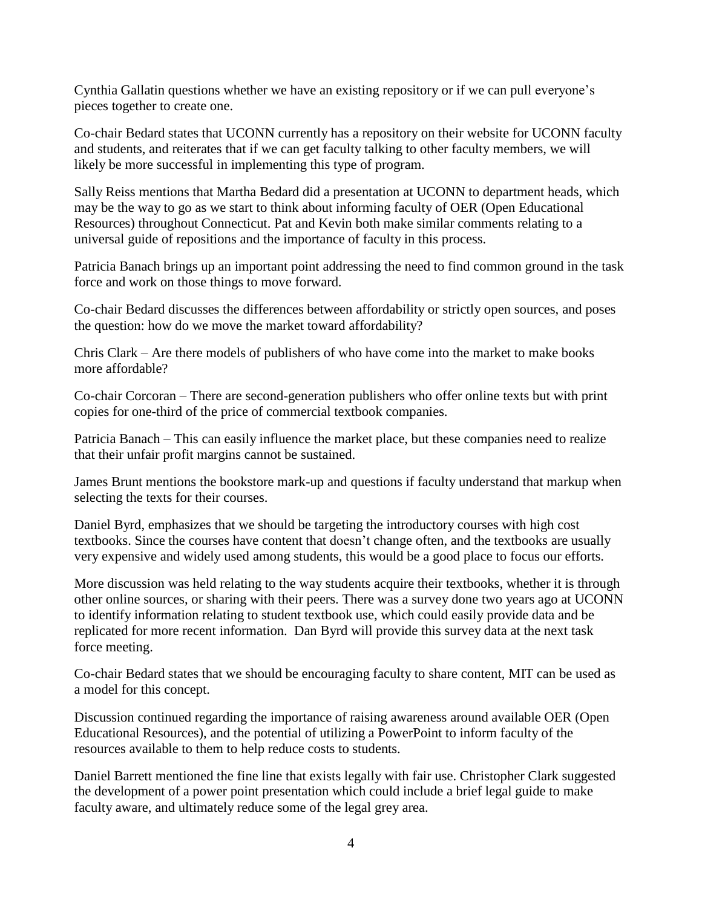Cynthia Gallatin questions whether we have an existing repository or if we can pull everyone's pieces together to create one.

Co-chair Bedard states that UCONN currently has a repository on their website for UCONN faculty and students, and reiterates that if we can get faculty talking to other faculty members, we will likely be more successful in implementing this type of program.

Sally Reiss mentions that Martha Bedard did a presentation at UCONN to department heads, which may be the way to go as we start to think about informing faculty of OER (Open Educational Resources) throughout Connecticut. Pat and Kevin both make similar comments relating to a universal guide of repositions and the importance of faculty in this process.

Patricia Banach brings up an important point addressing the need to find common ground in the task force and work on those things to move forward.

Co-chair Bedard discusses the differences between affordability or strictly open sources, and poses the question: how do we move the market toward affordability?

Chris Clark – Are there models of publishers of who have come into the market to make books more affordable?

Co-chair Corcoran – There are second-generation publishers who offer online texts but with print copies for one-third of the price of commercial textbook companies.

Patricia Banach – This can easily influence the market place, but these companies need to realize that their unfair profit margins cannot be sustained.

James Brunt mentions the bookstore mark-up and questions if faculty understand that markup when selecting the texts for their courses.

Daniel Byrd, emphasizes that we should be targeting the introductory courses with high cost textbooks. Since the courses have content that doesn't change often, and the textbooks are usually very expensive and widely used among students, this would be a good place to focus our efforts.

More discussion was held relating to the way students acquire their textbooks, whether it is through other online sources, or sharing with their peers. There was a survey done two years ago at UCONN to identify information relating to student textbook use, which could easily provide data and be replicated for more recent information. Dan Byrd will provide this survey data at the next task force meeting.

Co-chair Bedard states that we should be encouraging faculty to share content, MIT can be used as a model for this concept.

Discussion continued regarding the importance of raising awareness around available OER (Open Educational Resources), and the potential of utilizing a PowerPoint to inform faculty of the resources available to them to help reduce costs to students.

Daniel Barrett mentioned the fine line that exists legally with fair use. Christopher Clark suggested the development of a power point presentation which could include a brief legal guide to make faculty aware, and ultimately reduce some of the legal grey area.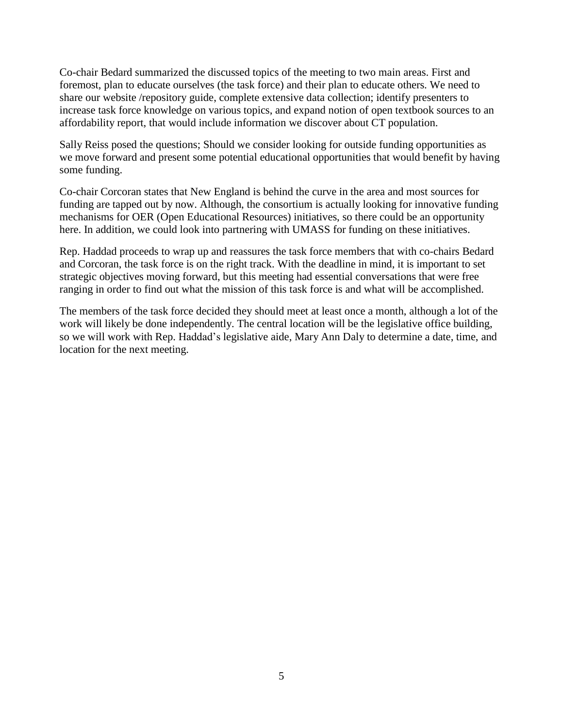Co-chair Bedard summarized the discussed topics of the meeting to two main areas. First and foremost, plan to educate ourselves (the task force) and their plan to educate others. We need to share our website /repository guide, complete extensive data collection; identify presenters to increase task force knowledge on various topics, and expand notion of open textbook sources to an affordability report, that would include information we discover about CT population.

Sally Reiss posed the questions; Should we consider looking for outside funding opportunities as we move forward and present some potential educational opportunities that would benefit by having some funding.

Co-chair Corcoran states that New England is behind the curve in the area and most sources for funding are tapped out by now. Although, the consortium is actually looking for innovative funding mechanisms for OER (Open Educational Resources) initiatives, so there could be an opportunity here. In addition, we could look into partnering with UMASS for funding on these initiatives.

Rep. Haddad proceeds to wrap up and reassures the task force members that with co-chairs Bedard and Corcoran, the task force is on the right track. With the deadline in mind, it is important to set strategic objectives moving forward, but this meeting had essential conversations that were free ranging in order to find out what the mission of this task force is and what will be accomplished.

The members of the task force decided they should meet at least once a month, although a lot of the work will likely be done independently. The central location will be the legislative office building, so we will work with Rep. Haddad's legislative aide, Mary Ann Daly to determine a date, time, and location for the next meeting.